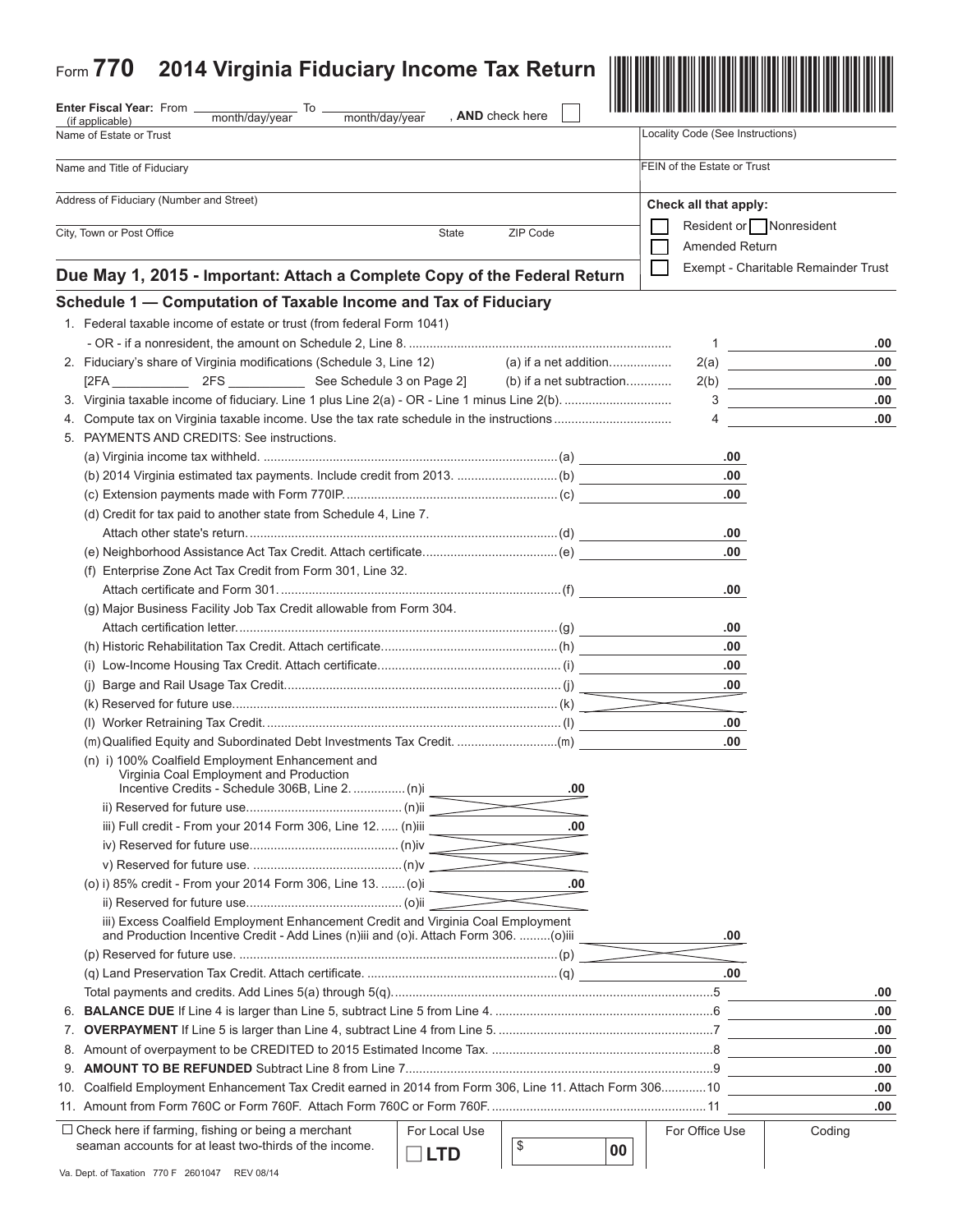# Form 770 2014 Virginia Fiduciary Income Tax Return

**Enter Fiscal Year:** From ______ (month/day/year) To ______ (month/day/year), **AND** check here ☐
(if applicable)

| | |
|---|---|
| Name of Estate or Trust | Locality Code (See Instructions) |
| Name and Title of Fiduciary | FEIN of the Estate or Trust |
| Address of Fiduciary (Number and Street) | **Check all that apply:** |
| City, Town or Post Office State ZIP Code | ☐ Resident or ☐ Nonresident |
| | ☐ Amended Return |
| | ☐ Exempt - Charitable Remainder Trust |

## Due May 1, 2015 - Important: Attach a Complete Copy of the Federal Return

## Schedule 1 — Computation of Taxable Income and Tax of Fiduciary

1. Federal taxable income of estate or trust (from federal Form 1041) - OR - if a nonresident, the amount on Schedule 2, Line 8. .......... 1 ______ .00
2. Fiduciary's share of Virginia modifications (Schedule 3, Line 12) (a) if a net addition.......... 2(a) ______ .00
   [2FA ______ 2FS ______ See Schedule 3 on Page 2] (b) if a net subtraction.......... 2(b) ______ .00
3. Virginia taxable income of fiduciary. Line 1 plus Line 2(a) - OR - Line 1 minus Line 2(b). .......... 3 ______ .00
4. Compute tax on Virginia taxable income. Use the tax rate schedule in the instructions .......... 4 ______ .00
5. PAYMENTS AND CREDITS: See instructions.
   - (a) Virginia income tax withheld. .......... (a) ______ .00
   - (b) 2014 Virginia estimated tax payments. Include credit from 2013. .......... (b) ______ .00
   - (c) Extension payments made with Form 770IP. .......... (c) ______ .00
   - (d) Credit for tax paid to another state from Schedule 4, Line 7. Attach other state's return. .......... (d) ______ .00
   - (e) Neighborhood Assistance Act Tax Credit. Attach certificate. .......... (e) ______ .00
   - (f) Enterprise Zone Act Tax Credit from Form 301, Line 32. Attach certificate and Form 301. .......... (f) ______ .00
   - (g) Major Business Facility Job Tax Credit allowable from Form 304. Attach certification letter. .......... (g) ______ .00
   - (h) Historic Rehabilitation Tax Credit. Attach certificate. .......... (h) ______ .00
   - (i) Low-Income Housing Tax Credit. Attach certificate. .......... (i) ______ .00
   - (j) Barge and Rail Usage Tax Credit. .......... (j) ______ .00
   - (k) Reserved for future use. .......... (k)
   - (l) Worker Retraining Tax Credit. .......... (l) ______ .00
   - (m) Qualified Equity and Subordinated Debt Investments Tax Credit. .......... (m) ______ .00
   - (n) i) 100% Coalfield Employment Enhancement and Virginia Coal Employment and Production Incentive Credits - Schedule 306B, Line 2. .......... (n)i ______ .00
     - ii) Reserved for future use. .......... (n)ii
     - iii) Full credit - From your 2014 Form 306, Line 12. .......... (n)iii ______ .00
     - iv) Reserved for future use. .......... (n)iv
     - v) Reserved for future use. .......... (n)v
   - (o) i) 85% credit - From your 2014 Form 306, Line 13. .......... (o)i ______ .00
     - ii) Reserved for future use. .......... (o)ii
     - iii) Excess Coalfield Employment Enhancement Credit and Virginia Coal Employment and Production Incentive Credit - Add Lines (n)iii and (o)i. Attach Form 306. .......... (o)iii ______ .00
   - (p) Reserved for future use. .......... (p)
   - (q) Land Preservation Tax Credit. Attach certificate. .......... (q) ______ .00

   Total payments and credits. Add Lines 5(a) through 5(q). .......... 5 ______ .00
6. **BALANCE DUE** If Line 4 is larger than Line 5, subtract Line 5 from Line 4. .......... 6 ______ .00
7. **OVERPAYMENT** If Line 5 is larger than Line 4, subtract Line 4 from Line 5. .......... 7 ______ .00
8. Amount of overpayment to be CREDITED to 2015 Estimated Income Tax. .......... 8 ______ .00
9. **AMOUNT TO BE REFUNDED** Subtract Line 8 from Line 7. .......... 9 ______ .00
10. Coalfield Employment Enhancement Tax Credit earned in 2014 from Form 306, Line 11. Attach Form 306. .......... 10 ______ .00
11. Amount from Form 760C or Form 760F. Attach Form 760C or Form 760F. .......... 11 ______ .00

| ☐ Check here if farming, fishing or being a merchant seaman accounts for at least two-thirds of the income. | For Local Use ☐ LTD | $ 00 | For Office Use | Coding |
|---|---|---|---|---|

Va. Dept. of Taxation 770 F 2601047 REV 08/14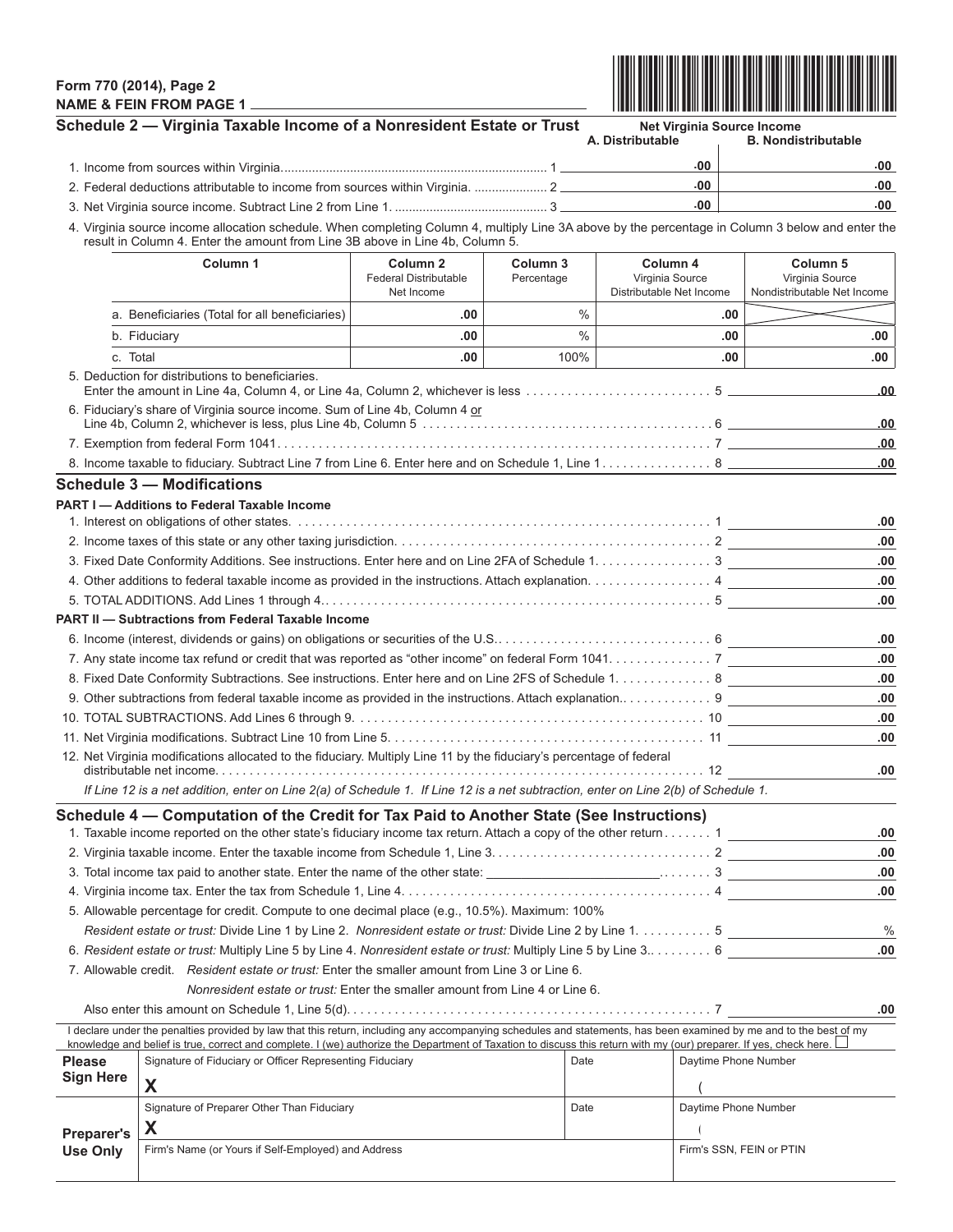Form 770 (2014), Page 2
NAME & FEIN FROM PAGE 1 ___________________________________________

## Schedule 2 — Virginia Taxable Income of a Nonresident Estate or Trust

| | Net Virginia Source Income A. Distributable | B. Nondistributable |
|---|---|---|
| 1. Income from sources within Virginia. 1 | .00 | .00 |
| 2. Federal deductions attributable to income from sources within Virginia. 2 | .00 | .00 |
| 3. Net Virginia source income. Subtract Line 2 from Line 1. 3 | .00 | .00 |

4. Virginia source income allocation schedule. When completing Column 4, multiply Line 3A above by the percentage in Column 3 below and enter the result in Column 4. Enter the amount from Line 3B above in Line 4b, Column 5.

| Column 1 | Column 2 Federal Distributable Net Income | Column 3 Percentage | Column 4 Virginia Source Distributable Net Income | Column 5 Virginia Source Nondistributable Net Income |
|---|---|---|---|---|
| a. Beneficiaries (Total for all beneficiaries) | .00 | % | .00 | |
| b. Fiduciary | .00 | % | .00 | .00 |
| c. Total | .00 | 100% | .00 | .00 |

5. Deduction for distributions to beneficiaries. Enter the amount in Line 4a, Column 4, or Line 4a, Column 2, whichever is less . . . 5 ______ .00
6. Fiduciary's share of Virginia source income. Sum of Line 4b, Column 4 or Line 4b, Column 2, whichever is less, plus Line 4b, Column 5 . . . 6 ______ .00
7. Exemption from federal Form 1041. . . . 7 ______ .00
8. Income taxable to fiduciary. Subtract Line 7 from Line 6. Enter here and on Schedule 1, Line 1. . . . 8 ______ .00

## Schedule 3 — Modifications

**PART I — Additions to Federal Taxable Income**

1. Interest on obligations of other states. . . . 1 ______ .00
2. Income taxes of this state or any other taxing jurisdiction. . . . 2 ______ .00
3. Fixed Date Conformity Additions. See instructions. Enter here and on Line 2FA of Schedule 1. . . . 3 ______ .00
4. Other additions to federal taxable income as provided in the instructions. Attach explanation. . . . 4 ______ .00
5. TOTAL ADDITIONS. Add Lines 1 through 4. . . . 5 ______ .00

**PART II — Subtractions from Federal Taxable Income**

6. Income (interest, dividends or gains) on obligations or securities of the U.S. . . . 6 ______ .00
7. Any state income tax refund or credit that was reported as "other income" on federal Form 1041. . . . 7 ______ .00
8. Fixed Date Conformity Subtractions. See instructions. Enter here and on Line 2FS of Schedule 1. . . . 8 ______ .00
9. Other subtractions from federal taxable income as provided in the instructions. Attach explanation. . . . 9 ______ .00
10. TOTAL SUBTRACTIONS. Add Lines 6 through 9. . . . 10 ______ .00
11. Net Virginia modifications. Subtract Line 10 from Line 5. . . . 11 ______ .00
12. Net Virginia modifications allocated to the fiduciary. Multiply Line 11 by the fiduciary's percentage of federal distributable net income. . . . 12 ______ .00

*If Line 12 is a net addition, enter on Line 2(a) of Schedule 1. If Line 12 is a net subtraction, enter on Line 2(b) of Schedule 1.*

## Schedule 4 — Computation of the Credit for Tax Paid to Another State (See Instructions)

1. Taxable income reported on the other state's fiduciary income tax return. Attach a copy of the other return. . . . 1 ______ .00
2. Virginia taxable income. Enter the taxable income from Schedule 1, Line 3. . . . 2 ______ .00
3. Total income tax paid to another state. Enter the name of the other state: ______________ . . . 3 ______ .00
4. Virginia income tax. Enter the tax from Schedule 1, Line 4. . . . 4 ______ .00
5. Allowable percentage for credit. Compute to one decimal place (e.g., 10.5%). Maximum: 100%
   *Resident estate or trust:* Divide Line 1 by Line 2. *Nonresident estate or trust:* Divide Line 2 by Line 1. . . . 5 ______ %
6. *Resident estate or trust:* Multiply Line 5 by Line 4. *Nonresident estate or trust:* Multiply Line 5 by Line 3. . . . 6 ______ .00
7. Allowable credit. *Resident estate or trust:* Enter the smaller amount from Line 3 or Line 6.
   *Nonresident estate or trust:* Enter the smaller amount from Line 4 or Line 6.
   Also enter this amount on Schedule 1, Line 5(d). . . . 7 ______ .00

I declare under the penalties provided by law that this return, including any accompanying schedules and statements, has been examined by me and to the best of my knowledge and belief is true, correct and complete. I (we) authorize the Department of Taxation to discuss this return with my (our) preparer. If yes, check here. ☐

| | | | |
|---|---|---|---|
| **Please Sign Here** | Signature of Fiduciary or Officer Representing Fiduciary X | Date | Daytime Phone Number ( |
| **Preparer's Use Only** | Signature of Preparer Other Than Fiduciary X | Date | Daytime Phone Number ( |
| | Firm's Name (or Yours if Self-Employed) and Address | | Firm's SSN, FEIN or PTIN |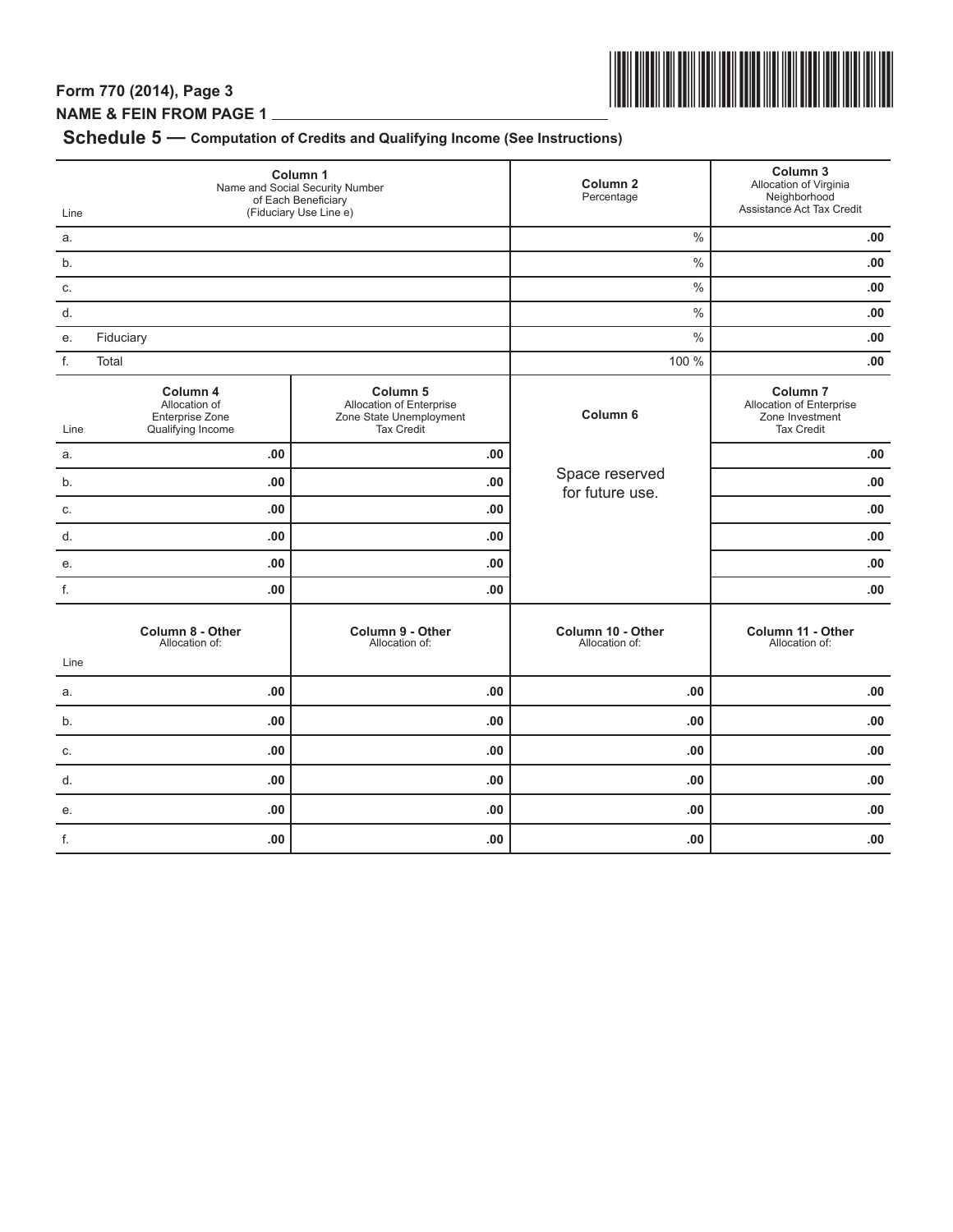Form 770 (2014), Page 3

NAME & FEIN FROM PAGE 1 ___________________________________

## Schedule 5 — Computation of Credits and Qualifying Income (See Instructions)

| Line | Column 1<br>Name and Social Security Number of Each Beneficiary (Fiduciary Use Line e) | Column 2<br>Percentage | Column 3<br>Allocation of Virginia Neighborhood Assistance Act Tax Credit |
|---|---|---|---|
| a. | | % | .00 |
| b. | | % | .00 |
| c. | | % | .00 |
| d. | | % | .00 |
| e. | Fiduciary | % | .00 |
| f. | Total | 100 % | .00 |

| Line | Column 4<br>Allocation of Enterprise Zone Qualifying Income | Column 5<br>Allocation of Enterprise Zone State Unemployment Tax Credit | Column 6 | Column 7<br>Allocation of Enterprise Zone Investment Tax Credit |
|---|---|---|---|---|
| a. | .00 | .00 | Space reserved for future use. | .00 |
| b. | .00 | .00 | | .00 |
| c. | .00 | .00 | | .00 |
| d. | .00 | .00 | | .00 |
| e. | .00 | .00 | | .00 |
| f. | .00 | .00 | | .00 |

| Line | Column 8 - Other<br>Allocation of: | Column 9 - Other<br>Allocation of: | Column 10 - Other<br>Allocation of: | Column 11 - Other<br>Allocation of: |
|---|---|---|---|---|
| a. | .00 | .00 | .00 | .00 |
| b. | .00 | .00 | .00 | .00 |
| c. | .00 | .00 | .00 | .00 |
| d. | .00 | .00 | .00 | .00 |
| e. | .00 | .00 | .00 | .00 |
| f. | .00 | .00 | .00 | .00 |